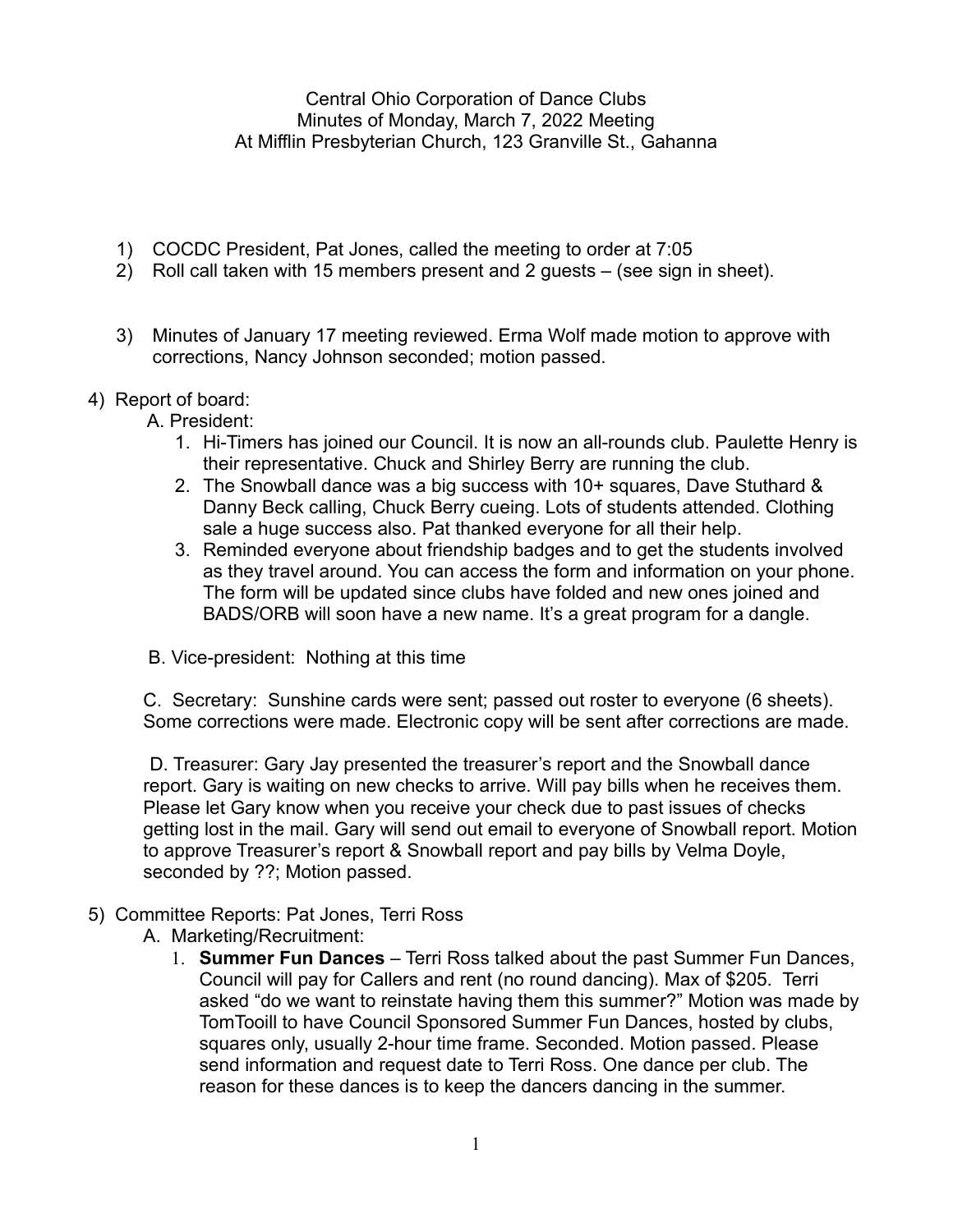Central Ohio Corporation of Dance Clubs
Minutes of Monday, March 7, 2022 Meeting
At Mifflin Presbyterian Church, 123 Granville St., Gahanna

1) COCDC President, Pat Jones, called the meeting to order at 7:05
2) Roll call taken with 15 members present and 2 guests – (see sign in sheet).
3) Minutes of January 17 meeting reviewed. Erma Wolf made motion to approve with corrections, Nancy Johnson seconded; motion passed.
4) Report of board:
   A. President:
      1. Hi-Timers has joined our Council. It is now an all-rounds club. Paulette Henry is their representative. Chuck and Shirley Berry are running the club.
      2. The Snowball dance was a big success with 10+ squares, Dave Stuthard & Danny Beck calling, Chuck Berry cueing. Lots of students attended. Clothing sale a huge success also. Pat thanked everyone for all their help.
      3. Reminded everyone about friendship badges and to get the students involved as they travel around. You can access the form and information on your phone. The form will be updated since clubs have folded and new ones joined and BADS/ORB will soon have a new name. It's a great program for a dangle.

   B. Vice-president: Nothing at this time

   C. Secretary: Sunshine cards were sent; passed out roster to everyone (6 sheets). Some corrections were made. Electronic copy will be sent after corrections are made.

   D. Treasurer: Gary Jay presented the treasurer's report and the Snowball dance report. Gary is waiting on new checks to arrive. Will pay bills when he receives them. Please let Gary know when you receive your check due to past issues of checks getting lost in the mail. Gary will send out email to everyone of Snowball report. Motion to approve Treasurer's report & Snowball report and pay bills by Velma Doyle, seconded by ??; Motion passed.

5) Committee Reports: Pat Jones, Terri Ross
   A. Marketing/Recruitment:
      1. **Summer Fun Dances** – Terri Ross talked about the past Summer Fun Dances, Council will pay for Callers and rent (no round dancing). Max of $205. Terri asked "do we want to reinstate having them this summer?" Motion was made by TomTooill to have Council Sponsored Summer Fun Dances, hosted by clubs, squares only, usually 2-hour time frame. Seconded. Motion passed. Please send information and request date to Terri Ross. One dance per club. The reason for these dances is to keep the dancers dancing in the summer.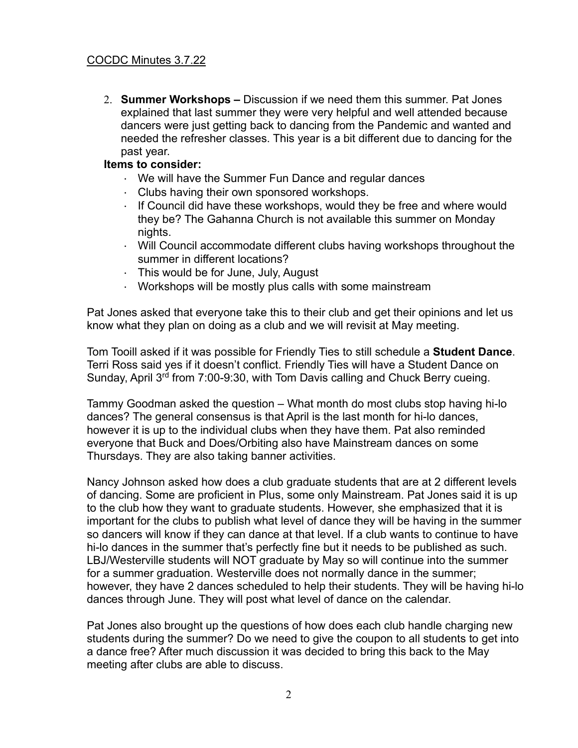COCDC Minutes 3.7.22

2. **Summer Workshops –** Discussion if we need them this summer. Pat Jones explained that last summer they were very helpful and well attended because dancers were just getting back to dancing from the Pandemic and wanted and needed the refresher classes. This year is a bit different due to dancing for the past year.

**Items to consider:**

- We will have the Summer Fun Dance and regular dances
- Clubs having their own sponsored workshops.
- If Council did have these workshops, would they be free and where would they be? The Gahanna Church is not available this summer on Monday nights.
- Will Council accommodate different clubs having workshops throughout the summer in different locations?
- This would be for June, July, August
- Workshops will be mostly plus calls with some mainstream

Pat Jones asked that everyone take this to their club and get their opinions and let us know what they plan on doing as a club and we will revisit at May meeting.

Tom Tooill asked if it was possible for Friendly Ties to still schedule a **Student Dance**. Terri Ross said yes if it doesn't conflict. Friendly Ties will have a Student Dance on Sunday, April 3rd from 7:00-9:30, with Tom Davis calling and Chuck Berry cueing.

Tammy Goodman asked the question – What month do most clubs stop having hi-lo dances? The general consensus is that April is the last month for hi-lo dances, however it is up to the individual clubs when they have them. Pat also reminded everyone that Buck and Does/Orbiting also have Mainstream dances on some Thursdays. They are also taking banner activities.

Nancy Johnson asked how does a club graduate students that are at 2 different levels of dancing. Some are proficient in Plus, some only Mainstream. Pat Jones said it is up to the club how they want to graduate students. However, she emphasized that it is important for the clubs to publish what level of dance they will be having in the summer so dancers will know if they can dance at that level. If a club wants to continue to have hi-lo dances in the summer that's perfectly fine but it needs to be published as such. LBJ/Westerville students will NOT graduate by May so will continue into the summer for a summer graduation. Westerville does not normally dance in the summer; however, they have 2 dances scheduled to help their students. They will be having hi-lo dances through June. They will post what level of dance on the calendar.

Pat Jones also brought up the questions of how does each club handle charging new students during the summer? Do we need to give the coupon to all students to get into a dance free? After much discussion it was decided to bring this back to the May meeting after clubs are able to discuss.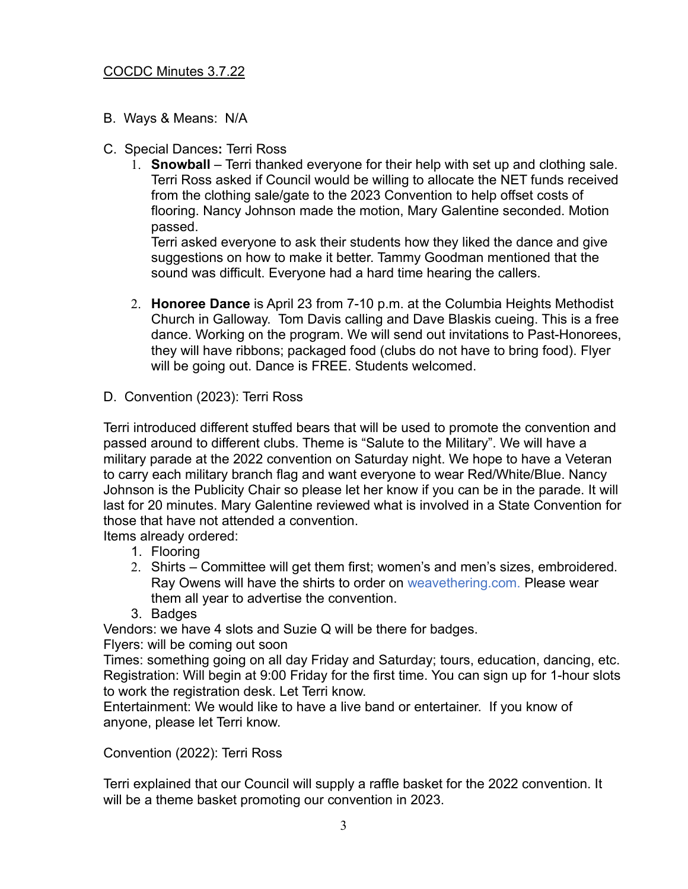COCDC Minutes 3.7.22

B. Ways & Means: N/A

C. Special Dances**:** Terri Ross

1. **Snowball** – Terri thanked everyone for their help with set up and clothing sale. Terri Ross asked if Council would be willing to allocate the NET funds received from the clothing sale/gate to the 2023 Convention to help offset costs of flooring. Nancy Johnson made the motion, Mary Galentine seconded. Motion passed.
   Terri asked everyone to ask their students how they liked the dance and give suggestions on how to make it better. Tammy Goodman mentioned that the sound was difficult. Everyone had a hard time hearing the callers.

2. **Honoree Dance** is April 23 from 7-10 p.m. at the Columbia Heights Methodist Church in Galloway. Tom Davis calling and Dave Blaskis cueing. This is a free dance. Working on the program. We will send out invitations to Past-Honorees, they will have ribbons; packaged food (clubs do not have to bring food). Flyer will be going out. Dance is FREE. Students welcomed.

D. Convention (2023): Terri Ross

Terri introduced different stuffed bears that will be used to promote the convention and passed around to different clubs. Theme is "Salute to the Military". We will have a military parade at the 2022 convention on Saturday night. We hope to have a Veteran to carry each military branch flag and want everyone to wear Red/White/Blue. Nancy Johnson is the Publicity Chair so please let her know if you can be in the parade. It will last for 20 minutes. Mary Galentine reviewed what is involved in a State Convention for those that have not attended a convention.

Items already ordered:

1. Flooring
2. Shirts – Committee will get them first; women's and men's sizes, embroidered. Ray Owens will have the shirts to order on weavethering.com. Please wear them all year to advertise the convention.
3. Badges

Vendors: we have 4 slots and Suzie Q will be there for badges.
Flyers: will be coming out soon
Times: something going on all day Friday and Saturday; tours, education, dancing, etc.
Registration: Will begin at 9:00 Friday for the first time. You can sign up for 1-hour slots to work the registration desk. Let Terri know.
Entertainment: We would like to have a live band or entertainer. If you know of anyone, please let Terri know.

Convention (2022): Terri Ross

Terri explained that our Council will supply a raffle basket for the 2022 convention. It will be a theme basket promoting our convention in 2023.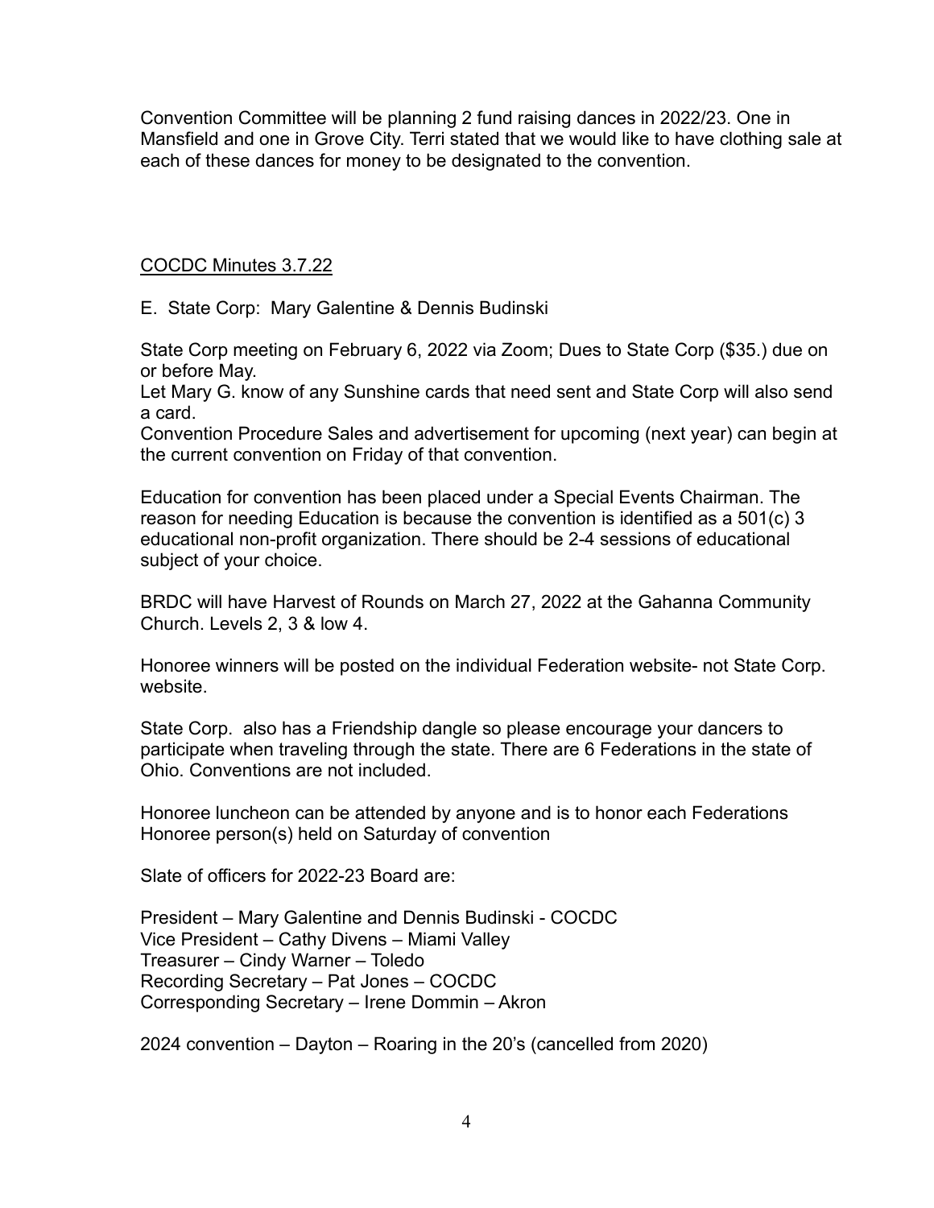Convention Committee will be planning 2 fund raising dances in 2022/23. One in Mansfield and one in Grove City. Terri stated that we would like to have clothing sale at each of these dances for money to be designated to the convention.

<u>COCDC Minutes 3.7.22</u>

E. State Corp: Mary Galentine & Dennis Budinski

State Corp meeting on February 6, 2022 via Zoom; Dues to State Corp ($35.) due on or before May.
Let Mary G. know of any Sunshine cards that need sent and State Corp will also send a card.
Convention Procedure Sales and advertisement for upcoming (next year) can begin at the current convention on Friday of that convention.

Education for convention has been placed under a Special Events Chairman. The reason for needing Education is because the convention is identified as a 501(c) 3 educational non-profit organization. There should be 2-4 sessions of educational subject of your choice.

BRDC will have Harvest of Rounds on March 27, 2022 at the Gahanna Community Church. Levels 2, 3 & low 4.

Honoree winners will be posted on the individual Federation website- not State Corp. website.

State Corp. also has a Friendship dangle so please encourage your dancers to participate when traveling through the state. There are 6 Federations in the state of Ohio. Conventions are not included.

Honoree luncheon can be attended by anyone and is to honor each Federations Honoree person(s) held on Saturday of convention

Slate of officers for 2022-23 Board are:

President – Mary Galentine and Dennis Budinski - COCDC
Vice President – Cathy Divens – Miami Valley
Treasurer – Cindy Warner – Toledo
Recording Secretary – Pat Jones – COCDC
Corresponding Secretary – Irene Dommin – Akron

2024 convention – Dayton – Roaring in the 20's (cancelled from 2020)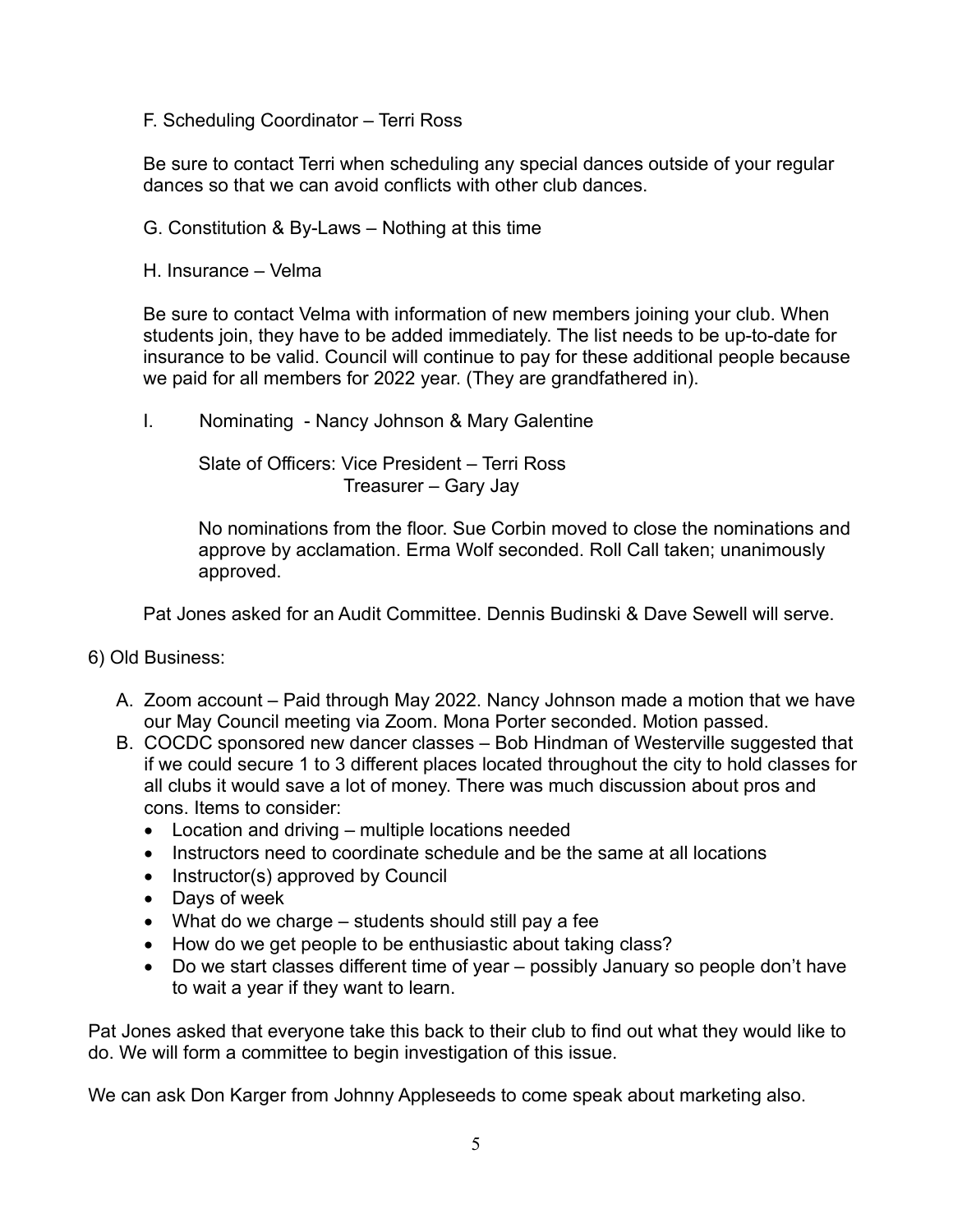F. Scheduling Coordinator – Terri Ross

Be sure to contact Terri when scheduling any special dances outside of your regular dances so that we can avoid conflicts with other club dances.

G. Constitution & By-Laws – Nothing at this time

H. Insurance – Velma

Be sure to contact Velma with information of new members joining your club. When students join, they have to be added immediately. The list needs to be up-to-date for insurance to be valid. Council will continue to pay for these additional people because we paid for all members for 2022 year. (They are grandfathered in).

I. Nominating - Nancy Johnson & Mary Galentine

Slate of Officers: Vice President – Terri Ross
Treasurer – Gary Jay

No nominations from the floor. Sue Corbin moved to close the nominations and approve by acclamation. Erma Wolf seconded. Roll Call taken; unanimously approved.

Pat Jones asked for an Audit Committee. Dennis Budinski & Dave Sewell will serve.

6) Old Business:

A. Zoom account – Paid through May 2022. Nancy Johnson made a motion that we have our May Council meeting via Zoom. Mona Porter seconded. Motion passed.
B. COCDC sponsored new dancer classes – Bob Hindman of Westerville suggested that if we could secure 1 to 3 different places located throughout the city to hold classes for all clubs it would save a lot of money. There was much discussion about pros and cons. Items to consider:
   - Location and driving – multiple locations needed
   - Instructors need to coordinate schedule and be the same at all locations
   - Instructor(s) approved by Council
   - Days of week
   - What do we charge – students should still pay a fee
   - How do we get people to be enthusiastic about taking class?
   - Do we start classes different time of year – possibly January so people don't have to wait a year if they want to learn.

Pat Jones asked that everyone take this back to their club to find out what they would like to do. We will form a committee to begin investigation of this issue.

We can ask Don Karger from Johnny Appleseeds to come speak about marketing also.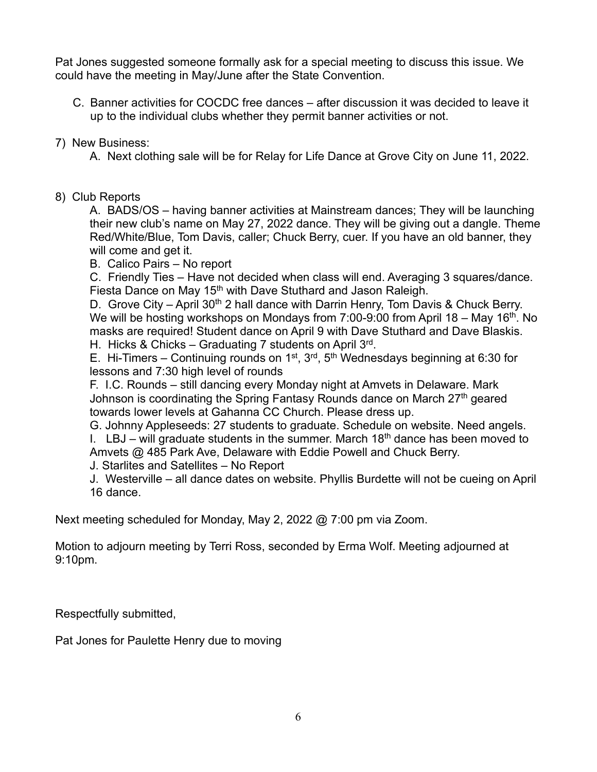Pat Jones suggested someone formally ask for a special meeting to discuss this issue. We could have the meeting in May/June after the State Convention.

C. Banner activities for COCDC free dances – after discussion it was decided to leave it up to the individual clubs whether they permit banner activities or not.

7) New Business:

A. Next clothing sale will be for Relay for Life Dance at Grove City on June 11, 2022.

8) Club Reports

A. BADS/OS – having banner activities at Mainstream dances; They will be launching their new club's name on May 27, 2022 dance. They will be giving out a dangle. Theme Red/White/Blue, Tom Davis, caller; Chuck Berry, cuer. If you have an old banner, they will come and get it.
B. Calico Pairs – No report
C. Friendly Ties – Have not decided when class will end. Averaging 3 squares/dance. Fiesta Dance on May 15th with Dave Stuthard and Jason Raleigh.
D. Grove City – April 30th 2 hall dance with Darrin Henry, Tom Davis & Chuck Berry. We will be hosting workshops on Mondays from 7:00-9:00 from April 18 – May 16th. No masks are required! Student dance on April 9 with Dave Stuthard and Dave Blaskis.
H. Hicks & Chicks – Graduating 7 students on April 3rd.
E. Hi-Timers – Continuing rounds on 1st, 3rd, 5th Wednesdays beginning at 6:30 for lessons and 7:30 high level of rounds
F. I.C. Rounds – still dancing every Monday night at Amvets in Delaware. Mark Johnson is coordinating the Spring Fantasy Rounds dance on March 27th geared towards lower levels at Gahanna CC Church. Please dress up.
G. Johnny Appleseeds: 27 students to graduate. Schedule on website. Need angels.
I. LBJ – will graduate students in the summer. March 18th dance has been moved to Amvets @ 485 Park Ave, Delaware with Eddie Powell and Chuck Berry.
J. Starlites and Satellites – No Report
J. Westerville – all dance dates on website. Phyllis Burdette will not be cueing on April 16 dance.

Next meeting scheduled for Monday, May 2, 2022 @ 7:00 pm via Zoom.

Motion to adjourn meeting by Terri Ross, seconded by Erma Wolf. Meeting adjourned at 9:10pm.

Respectfully submitted,

Pat Jones for Paulette Henry due to moving